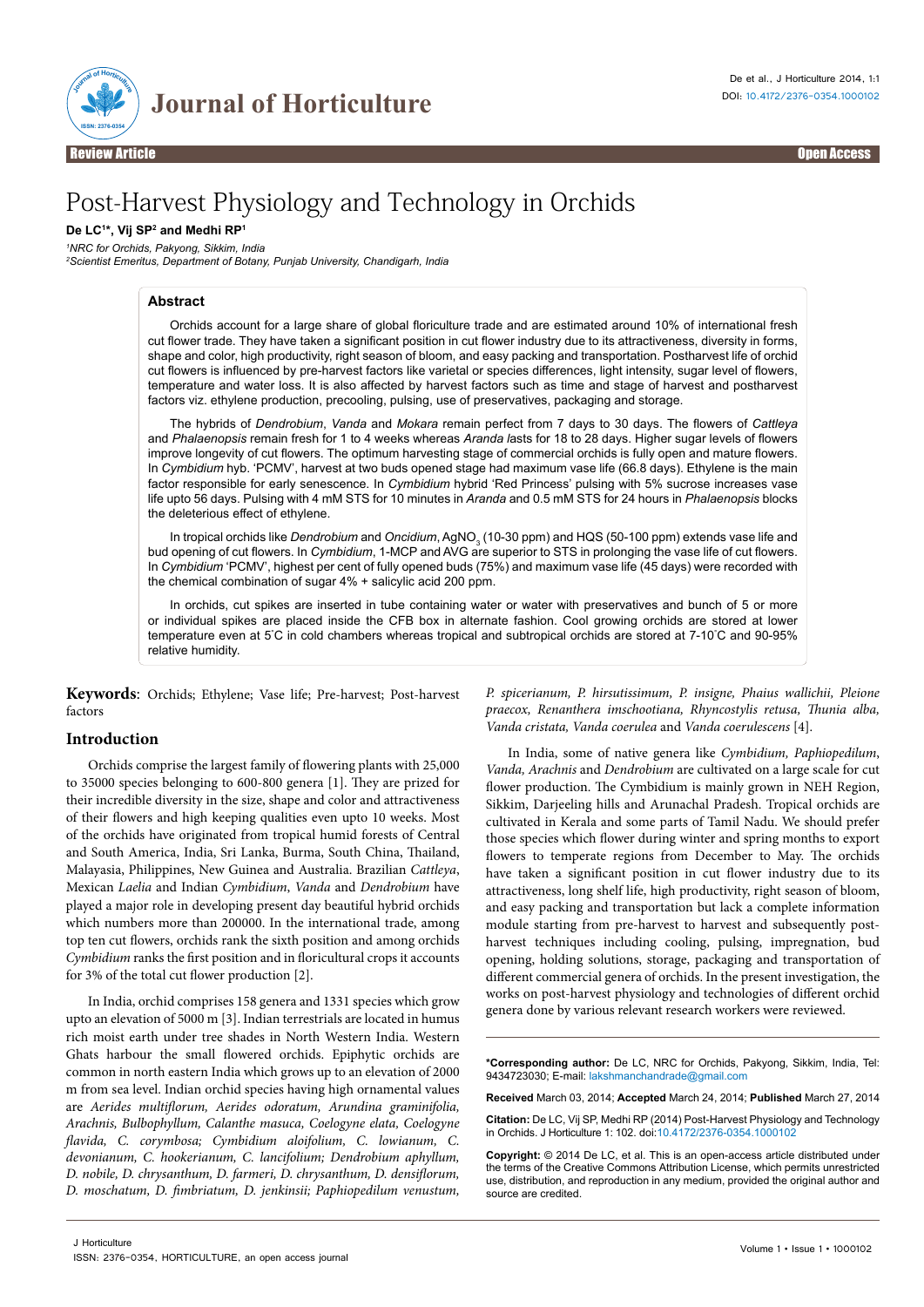Review Article

Open Access

# Post-Harvest Physiology and Technology in Orchids

**De LC[1]*, Vij SP[2] and Medhi RP[1]**

[1]*NRC for Orchids, Pakyong, Sikkim, India*
[2]*Scientist Emeritus, Department of Botany, Punjab University, Chandigarh, India*

## Abstract

Orchids account for a large share of global floriculture trade and are estimated around 10% of international fresh cut flower trade. They have taken a significant position in cut flower industry due to its attractiveness, diversity in forms, shape and color, high productivity, right season of bloom, and easy packing and transportation. Postharvest life of orchid cut flowers is influenced by pre-harvest factors like varietal or species differences, light intensity, sugar level of flowers, temperature and water loss. It is also affected by harvest factors such as time and stage of harvest and postharvest factors viz. ethylene production, precooling, pulsing, use of preservatives, packaging and storage.

The hybrids of *Dendrobium*, *Vanda* and *Mokara* remain perfect from 7 days to 30 days. The flowers of *Cattleya* and *Phalaenopsis* remain fresh for 1 to 4 weeks whereas *Aranda l*asts for 18 to 28 days. Higher sugar levels of flowers improve longevity of cut flowers. The optimum harvesting stage of commercial orchids is fully open and mature flowers. In *Cymbidium* hyb. 'PCMV', harvest at two buds opened stage had maximum vase life (66.8 days). Ethylene is the main factor responsible for early senescence. In *Cymbidium* hybrid 'Red Princess' pulsing with 5% sucrose increases vase life upto 56 days. Pulsing with 4 mM STS for 10 minutes in *Aranda* and 0.5 mM STS for 24 hours in *Phalaenopsis* blocks the deleterious effect of ethylene.

In tropical orchids like *Dendrobium* and *Oncidium*, $AgNO_3$ (10-30 ppm) and HQS (50-100 ppm) extends vase life and bud opening of cut flowers. In *Cymbidium*, 1-MCP and AVG are superior to STS in prolonging the vase life of cut flowers. In *Cymbidium* 'PCMV', highest per cent of fully opened buds (75%) and maximum vase life (45 days) were recorded with the chemical combination of sugar 4% + salicylic acid 200 ppm.

In orchids, cut spikes are inserted in tube containing water or water with preservatives and bunch of 5 or more or individual spikes are placed inside the CFB box in alternate fashion. Cool growing orchids are stored at lower temperature even at 5°C in cold chambers whereas tropical and subtropical orchids are stored at 7-10°C and 90-95% relative humidity.

**Keywords**: Orchids; Ethylene; Vase life; Pre-harvest; Post-harvest factors

## Introduction

Orchids comprise the largest family of flowering plants with 25,000 to 35000 species belonging to 600-800 genera [1]. They are prized for their incredible diversity in the size, shape and color and attractiveness of their flowers and high keeping qualities even upto 10 weeks. Most of the orchids have originated from tropical humid forests of Central and South America, India, Sri Lanka, Burma, South China, Thailand, Malayasia, Philippines, New Guinea and Australia. Brazilian *Cattleya*, Mexican *Laelia* and Indian *Cymbidium*, *Vanda* and *Dendrobium* have played a major role in developing present day beautiful hybrid orchids which numbers more than 200000. In the international trade, among top ten cut flowers, orchids rank the sixth position and among orchids *Cymbidium* ranks the first position and in floricultural crops it accounts for 3% of the total cut flower production [2].

In India, orchid comprises 158 genera and 1331 species which grow upto an elevation of 5000 m [3]. Indian terrestrials are located in humus rich moist earth under tree shades in North Western India. Western Ghats harbour the small flowered orchids. Epiphytic orchids are common in north eastern India which grows up to an elevation of 2000 m from sea level. Indian orchid species having high ornamental values are *Aerides multiflorum, Aerides odoratum, Arundina graminifolia, Arachnis, Bulbophyllum, Calanthe masuca, Coelogyne elata, Coelogyne flavida, C. corymbosa; Cymbidium aloifolium, C. lowianum, C. devonianum, C. hookerianum, C. lancifolium; Dendrobium aphyllum, D. nobile, D. chrysanthum, D. farmeri, D. chrysanthum, D. densiflorum, D. moschatum, D. fimbriatum, D. jenkinsii; Paphiopedilum venustum, P. spicerianum, P. hirsutissimum, P. insigne, Phaius wallichii, Pleione praecox, Renanthera imschootiana, Rhyncostylis retusa, Thunia alba, Vanda cristata, Vanda coerulea* and *Vanda coerulescens* [4].

In India, some of native genera like *Cymbidium, Paphiopedilum*, *Vanda, Arachnis* and *Dendrobium* are cultivated on a large scale for cut flower production. The Cymbidium is mainly grown in NEH Region, Sikkim, Darjeeling hills and Arunachal Pradesh. Tropical orchids are cultivated in Kerala and some parts of Tamil Nadu. We should prefer those species which flower during winter and spring months to export flowers to temperate regions from December to May. The orchids have taken a significant position in cut flower industry due to its attractiveness, long shelf life, high productivity, right season of bloom, and easy packing and transportation but lack a complete information module starting from pre-harvest to harvest and subsequently post-harvest techniques including cooling, pulsing, impregnation, bud opening, holding solutions, storage, packaging and transportation of different commercial genera of orchids. In the present investigation, the works on post-harvest physiology and technologies of different orchid genera done by various relevant research workers were reviewed.

**\*Corresponding author:** De LC, NRC for Orchids, Pakyong, Sikkim, India, Tel: 9434723030; E-mail: lakshmanchandrade@gmail.com

**Received** March 03, 2014; **Accepted** March 24, 2014; **Published** March 27, 2014

**Citation:** De LC, Vij SP, Medhi RP (2014) Post-Harvest Physiology and Technology in Orchids. J Horticulture 1: 102. doi:10.4172/2376-0354.1000102

**Copyright:** © 2014 De LC, et al. This is an open-access article distributed under the terms of the Creative Commons Attribution License, which permits unrestricted use, distribution, and reproduction in any medium, provided the original author and source are credited.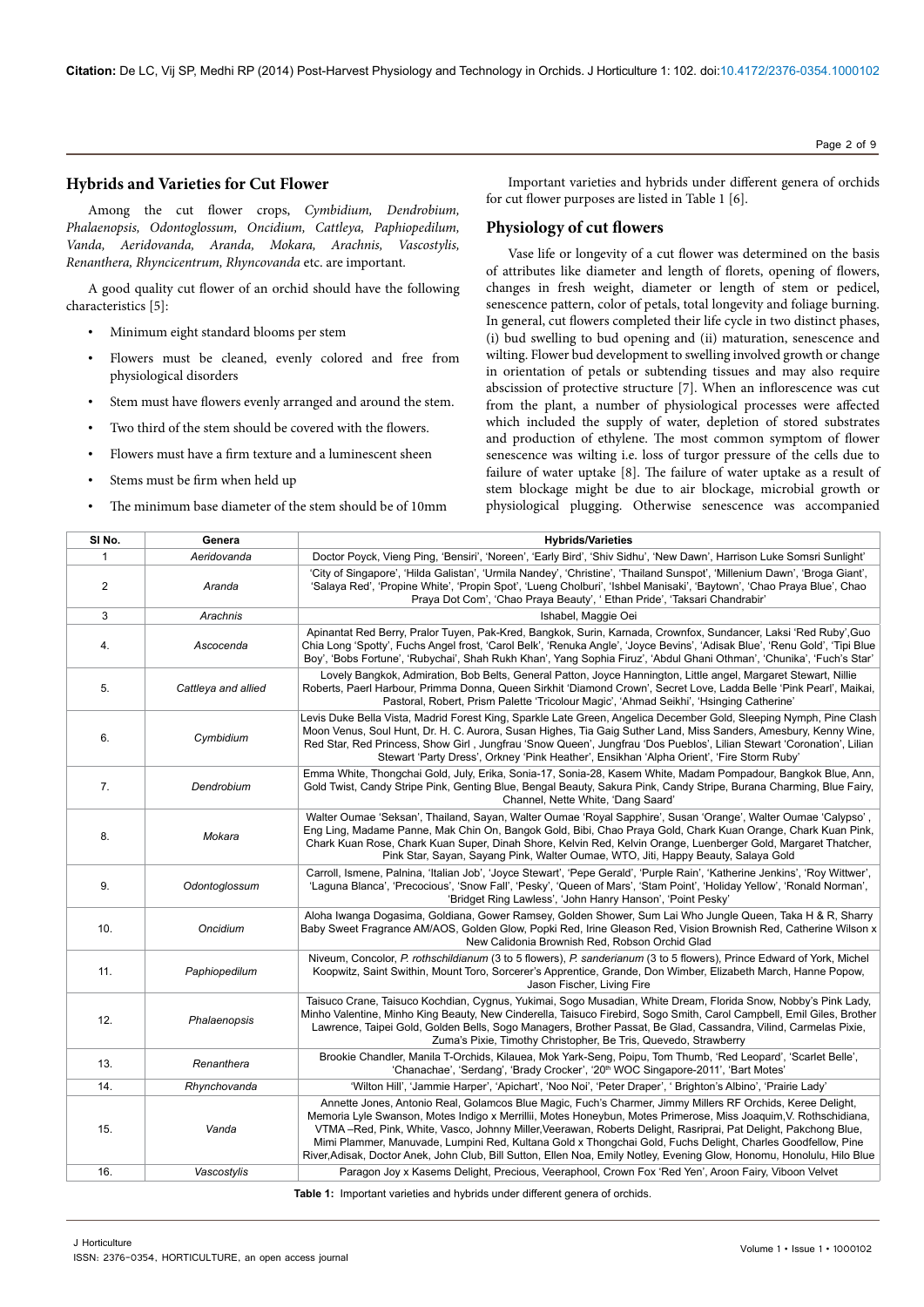## Hybrids and Varieties for Cut Flower

Among the cut flower crops, *Cymbidium, Dendrobium, Phalaenopsis, Odontoglossum, Oncidium, Cattleya, Paphiopedilum, Vanda, Aeridovanda, Aranda, Mokara, Arachnis, Vascostylis, Renanthera, Rhyncicentrum, Rhyncovanda* etc. are important.

A good quality cut flower of an orchid should have the following characteristics [5]:

- Minimum eight standard blooms per stem
- Flowers must be cleaned, evenly colored and free from physiological disorders
- Stem must have flowers evenly arranged and around the stem.
- Two third of the stem should be covered with the flowers.
- Flowers must have a firm texture and a luminescent sheen
- Stems must be firm when held up
- The minimum base diameter of the stem should be of 10mm

Important varieties and hybrids under different genera of orchids for cut flower purposes are listed in Table 1 [6].

## Physiology of cut flowers

Vase life or longevity of a cut flower was determined on the basis of attributes like diameter and length of florets, opening of flowers, changes in fresh weight, diameter or length of stem or pedicel, senescence pattern, color of petals, total longevity and foliage burning. In general, cut flowers completed their life cycle in two distinct phases, (i) bud swelling to bud opening and (ii) maturation, senescence and wilting. Flower bud development to swelling involved growth or change in orientation of petals or subtending tissues and may also require abscission of protective structure [7]. When an inflorescence was cut from the plant, a number of physiological processes were affected which included the supply of water, depletion of stored substrates and production of ethylene. The most common symptom of flower senescence was wilting i.e. loss of turgor pressure of the cells due to failure of water uptake [8]. The failure of water uptake as a result of stem blockage might be due to air blockage, microbial growth or physiological plugging. Otherwise senescence was accompanied

| Sl No. | Genera | Hybrids/Varieties |
|---|---|---|
| 1 | *Aeridovanda* | Doctor Poyck, Vieng Ping, 'Bensiri', 'Noreen', 'Early Bird', 'Shiv Sidhu', 'New Dawn', Harrison Luke Somsri Sunlight' |
| 2 | *Aranda* | 'City of Singapore', 'Hilda Galistan', 'Urmila Nandey', 'Christine', 'Thailand Sunspot', 'Millenium Dawn', 'Broga Giant', 'Salaya Red', 'Propine White', 'Propin Spot', 'Lueng Cholburi', 'Ishbel Manisaki', 'Baytown', 'Chao Praya Blue', Chao Praya Dot Com', 'Chao Praya Beauty', ' Ethan Pride', 'Taksari Chandrabir' |
| 3 | *Arachnis* | Ishabel, Maggie Oei |
| 4. | *Ascocenda* | Apinantat Red Berry, Pralor Tuyen, Pak-Kred, Bangkok, Surin, Karnada, Crownfox, Sundancer, Laksi 'Red Ruby',Guo Chia Long 'Spotty', Fuchs Angel frost, 'Carol Belk', 'Renuka Angle', 'Joyce Bevins', 'Adisak Blue', 'Renu Gold', 'Tipi Blue Boy', 'Bobs Fortune', 'Rubychai', Shah Rukh Khan', Yang Sophia Firuz', 'Abdul Ghani Othman', 'Chunika', 'Fuch's Star' |
| 5. | *Cattleya and allied* | Lovely Bangkok, Admiration, Bob Belts, General Patton, Joyce Hannington, Little angel, Margaret Stewart, Nillie Roberts, Paerl Harbour, Primma Donna, Queen Sirkhit 'Diamond Crown', Secret Love, Ladda Belle 'Pink Pearl', Maikai, Pastoral, Robert, Prism Palette 'Tricolour Magic', 'Ahmad Seikhi', 'Hsinging Catherine' |
| 6. | *Cymbidium* | Levis Duke Bella Vista, Madrid Forest King, Sparkle Late Green, Angelica December Gold, Sleeping Nymph, Pine Clash Moon Venus, Soul Hunt, Dr. H. C. Aurora, Susan Highes, Tia Gaig Suther Land, Miss Sanders, Amesbury, Kenny Wine, Red Star, Red Princess, Show Girl , Jungfrau 'Snow Queen', Jungfrau 'Dos Pueblos', Lilian Stewart 'Coronation', Lilian Stewart 'Party Dress', Orkney 'Pink Heather', Ensikhan 'Alpha Orient', 'Fire Storm Ruby' |
| 7. | *Dendrobium* | Emma White, Thongchai Gold, July, Erika, Sonia-17, Sonia-28, Kasem White, Madam Pompadour, Bangkok Blue, Ann, Gold Twist, Candy Stripe Pink, Genting Blue, Bengal Beauty, Sakura Pink, Candy Stripe, Burana Charming, Blue Fairy, Channel, Nette White, 'Dang Saard' |
| 8. | *Mokara* | Walter Oumae 'Seksan', Thailand, Sayan, Walter Oumae 'Royal Sapphire', Susan 'Orange', Walter Oumae 'Calypso' , Eng Ling, Madame Panne, Mak Chin On, Bangok Gold, Bibi, Chao Praya Gold, Chark Kuan Orange, Chark Kuan Pink, Chark Kuan Rose, Chark Kuan Super, Dinah Shore, Kelvin Red, Kelvin Orange, Luenberger Gold, Margaret Thatcher, Pink Star, Sayan, Sayang Pink, Walter Oumae, WTO, Jiti, Happy Beauty, Salaya Gold |
| 9. | *Odontoglossum* | Carroll, Ismene, Palnina, 'Italian Job', 'Joyce Stewart', 'Pepe Gerald', 'Purple Rain', 'Katherine Jenkins', 'Roy Wittwer', 'Laguna Blanca', 'Precocious', 'Snow Fall', 'Pesky', 'Queen of Mars', 'Stam Point', 'Holiday Yellow', 'Ronald Norman', 'Bridget Ring Lawless', 'John Hanry Hanson', 'Point Pesky' |
| 10. | *Oncidium* | Aloha Iwanga Dogasima, Goldiana, Gower Ramsey, Golden Shower, Sum Lai Who Jungle Queen, Taka H & R, Sharry Baby Sweet Fragrance AM/AOS, Golden Glow, Popki Red, Irine Gleason Red, Vision Brownish Red, Catherine Wilson x New Calidonia Brownish Red, Robson Orchid Glad |
| 11. | *Paphiopedilum* | Niveum, Concolor, *P. rothschildianum* (3 to 5 flowers), *P. sanderianum* (3 to 5 flowers), Prince Edward of York, Michel Koopwitz, Saint Swithin, Mount Toro, Sorcerer's Apprentice, Grande, Don Wimber, Elizabeth March, Hanne Popow, Jason Fischer, Living Fire |
| 12. | *Phalaenopsis* | Taisuco Crane, Taisuco Kochdian, Cygnus, Yukimai, Sogo Musadian, White Dream, Florida Snow, Nobby's Pink Lady, Minho Valentine, Minho King Beauty, New Cinderella, Taisuco Firebird, Sogo Smith, Carol Campbell, Emil Giles, Brother Lawrence, Taipei Gold, Golden Bells, Sogo Managers, Brother Passat, Be Glad, Cassandra, Vilind, Carmelas Pixie, Zuma's Pixie, Timothy Christopher, Be Tris, Quevedo, Strawberry |
| 13. | *Renanthera* | Brookie Chandler, Manila T-Orchids, Kilauea, Mok Yark-Seng, Poipu, Tom Thumb, 'Red Leopard', 'Scarlet Belle', 'Chanachae', 'Serdang', 'Brady Crocker', '20th WOC Singapore-2011', 'Bart Motes' |
| 14. | *Rhynchovanda* | 'Wilton Hill', 'Jammie Harper', 'Apichart', 'Noo Noi', 'Peter Draper', ' Brighton's Albino', 'Prairie Lady' |
| 15. | *Vanda* | Annette Jones, Antonio Real, Golamcos Blue Magic, Fuch's Charmer, Jimmy Millers RF Orchids, Keree Delight, Memoria Lyle Swanson, Motes Indigo x Merrillii, Motes Honeybun, Motes Primerose, Miss Joaquim,V. Rothschidiana, VTMA –Red, Pink, White, Vasco, Johnny Miller,Veerawan, Roberts Delight, Rasriprai, Pat Delight, Pakchong Blue, Mimi Plammer, Manuvade, Lumpini Red, Kultana Gold x Thongchai Gold, Fuchs Delight, Charles Goodfellow, Pine River,Adisak, Doctor Anek, John Club, Bill Sutton, Ellen Noa, Emily Notley, Evening Glow, Honomu, Honolulu, Hilo Blue |
| 16. | *Vascostylis* | Paragon Joy x Kasems Delight, Precious, Veeraphool, Crown Fox 'Red Yen', Aroon Fairy, Viboon Velvet |

**Table 1:** Important varieties and hybrids under different genera of orchids.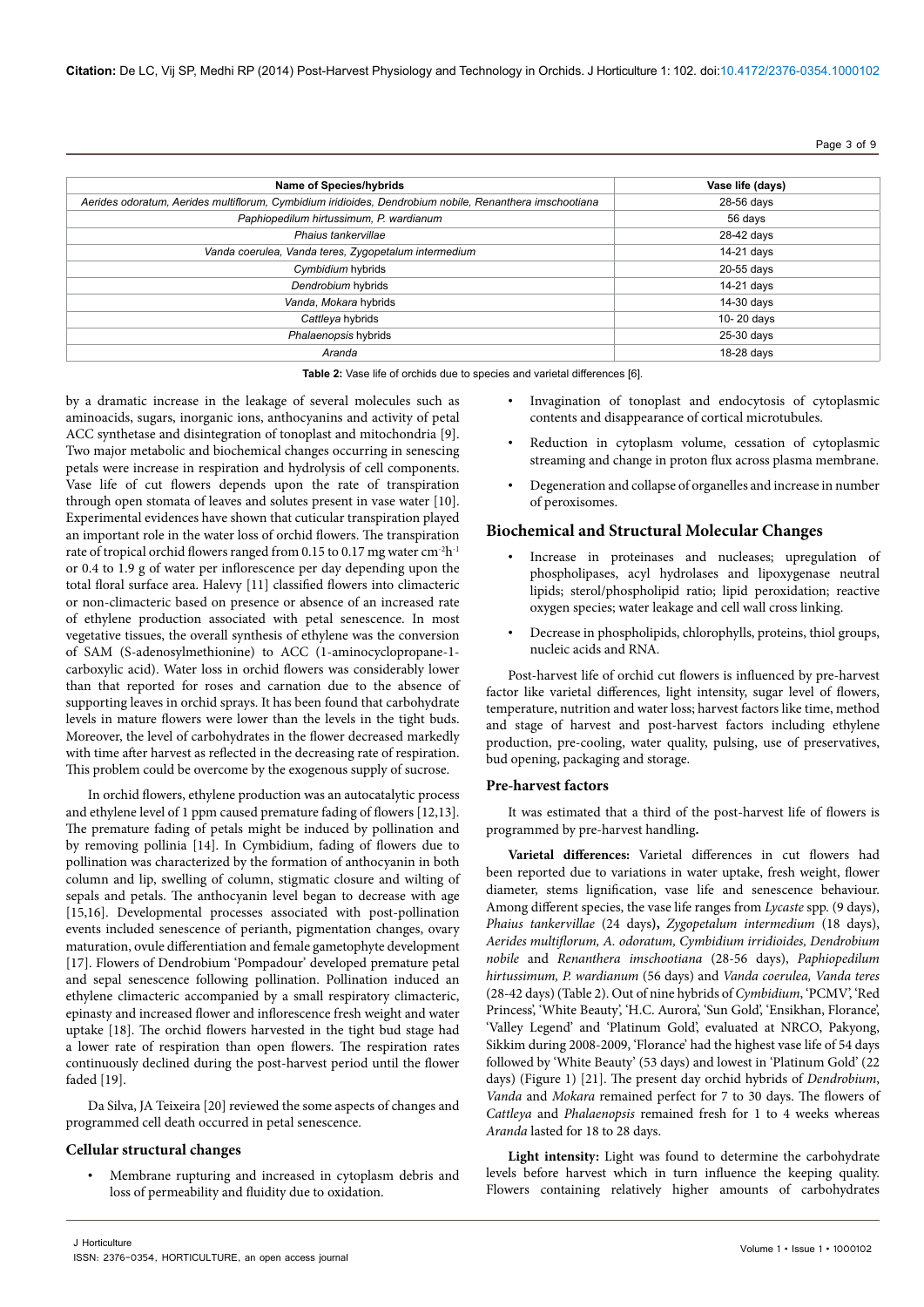| Name of Species/hybrids | Vase life (days) |
|---|---|
| *Aerides odoratum, Aerides multiflorum, Cymbidium iridioides, Dendrobium nobile, Renanthera imschootiana* | 28-56 days |
| *Paphiopedilum hirtussimum, P. wardianum* | 56 days |
| *Phaius tankervillae* | 28-42 days |
| *Vanda coerulea, Vanda teres, Zygopetalum intermedium* | 14-21 days |
| *Cymbidium* hybrids | 20-55 days |
| *Dendrobium* hybrids | 14-21 days |
| *Vanda, Mokara* hybrids | 14-30 days |
| *Cattleya* hybrids | 10- 20 days |
| *Phalaenopsis* hybrids | 25-30 days |
| *Aranda* | 18-28 days |

**Table 2:** Vase life of orchids due to species and varietal differences [6].

by a dramatic increase in the leakage of several molecules such as aminoacids, sugars, inorganic ions, anthocyanins and activity of petal ACC synthetase and disintegration of tonoplast and mitochondria [9]. Two major metabolic and biochemical changes occurring in senescing petals were increase in respiration and hydrolysis of cell components. Vase life of cut flowers depends upon the rate of transpiration through open stomata of leaves and solutes present in vase water [10]. Experimental evidences have shown that cuticular transpiration played an important role in the water loss of orchid flowers. The transpiration rate of tropical orchid flowers ranged from 0.15 to 0.17 mg water $cm^{-2}h^{-1}$ or 0.4 to 1.9 g of water per inflorescence per day depending upon the total floral surface area. Halevy [11] classified flowers into climacteric or non-climacteric based on presence or absence of an increased rate of ethylene production associated with petal senescence. In most vegetative tissues, the overall synthesis of ethylene was the conversion of SAM (S-adenosylmethionine) to ACC (1-aminocyclopropane-1-carboxylic acid). Water loss in orchid flowers was considerably lower than that reported for roses and carnation due to the absence of supporting leaves in orchid sprays. It has been found that carbohydrate levels in mature flowers were lower than the levels in the tight buds. Moreover, the level of carbohydrates in the flower decreased markedly with time after harvest as reflected in the decreasing rate of respiration. This problem could be overcome by the exogenous supply of sucrose.

In orchid flowers, ethylene production was an autocatalytic process and ethylene level of 1 ppm caused premature fading of flowers [12,13]. The premature fading of petals might be induced by pollination and by removing pollinia [14]. In Cymbidium, fading of flowers due to pollination was characterized by the formation of anthocyanin in both column and lip, swelling of column, stigmatic closure and wilting of sepals and petals. The anthocyanin level began to decrease with age [15,16]. Developmental processes associated with post-pollination events included senescence of perianth, pigmentation changes, ovary maturation, ovule differentiation and female gametophyte development [17]. Flowers of Dendrobium 'Pompadour' developed premature petal and sepal senescence following pollination. Pollination induced an ethylene climacteric accompanied by a small respiratory climacteric, epinasty and increased flower and inflorescence fresh weight and water uptake [18]. The orchid flowers harvested in the tight bud stage had a lower rate of respiration than open flowers. The respiration rates continuously declined during the post-harvest period until the flower faded [19].

Da Silva, JA Teixeira [20] reviewed the some aspects of changes and programmed cell death occurred in petal senescence.

## Cellular structural changes

- Membrane rupturing and increased in cytoplasm debris and loss of permeability and fluidity due to oxidation.
- Invagination of tonoplast and endocytosis of cytoplasmic contents and disappearance of cortical microtubules.
- Reduction in cytoplasm volume, cessation of cytoplasmic streaming and change in proton flux across plasma membrane.
- Degeneration and collapse of organelles and increase in number of peroxisomes.

## Biochemical and Structural Molecular Changes

- Increase in proteinases and nucleases; upregulation of phospholipases, acyl hydrolases and lipoxygenase neutral lipids; sterol/phospholipid ratio; lipid peroxidation; reactive oxygen species; water leakage and cell wall cross linking.
- Decrease in phospholipids, chlorophylls, proteins, thiol groups, nucleic acids and RNA.

Post-harvest life of orchid cut flowers is influenced by pre-harvest factor like varietal differences, light intensity, sugar level of flowers, temperature, nutrition and water loss; harvest factors like time, method and stage of harvest and post-harvest factors including ethylene production, pre-cooling, water quality, pulsing, use of preservatives, bud opening, packaging and storage.

## Pre-harvest factors

It was estimated that a third of the post-harvest life of flowers is programmed by pre-harvest handling**.**

**Varietal differences:** Varietal differences in cut flowers had been reported due to variations in water uptake, fresh weight, flower diameter, stems lignification, vase life and senescence behaviour. Among different species, the vase life ranges from *Lycaste* spp. (9 days), *Phaius tankervillae* (24 days**),** *Zygopetalum intermedium* (18 days), *Aerides multiflorum, A. odoratum, Cymbidium irridioides, Dendrobium nobile* and *Renanthera imschootiana* (28-56 days), *Paphiopedilum hirtussimum, P. wardianum* (56 days) and *Vanda coerulea, Vanda teres* (28-42 days) (Table 2). Out of nine hybrids of *Cymbidium*, 'PCMV', 'Red Princess', 'White Beauty', 'H.C. Aurora', 'Sun Gold', 'Ensikhan, Florance', 'Valley Legend' and 'Platinum Gold', evaluated at NRCO, Pakyong, Sikkim during 2008-2009, 'Florance' had the highest vase life of 54 days followed by 'White Beauty' (53 days) and lowest in 'Platinum Gold' (22 days) (Figure 1) [21]. The present day orchid hybrids of *Dendrobium*, *Vanda* and *Mokara* remained perfect for 7 to 30 days. The flowers of *Cattleya* and *Phalaenopsis* remained fresh for 1 to 4 weeks whereas *Aranda* lasted for 18 to 28 days.

**Light intensity:** Light was found to determine the carbohydrate levels before harvest which in turn influence the keeping quality. Flowers containing relatively higher amounts of carbohydrates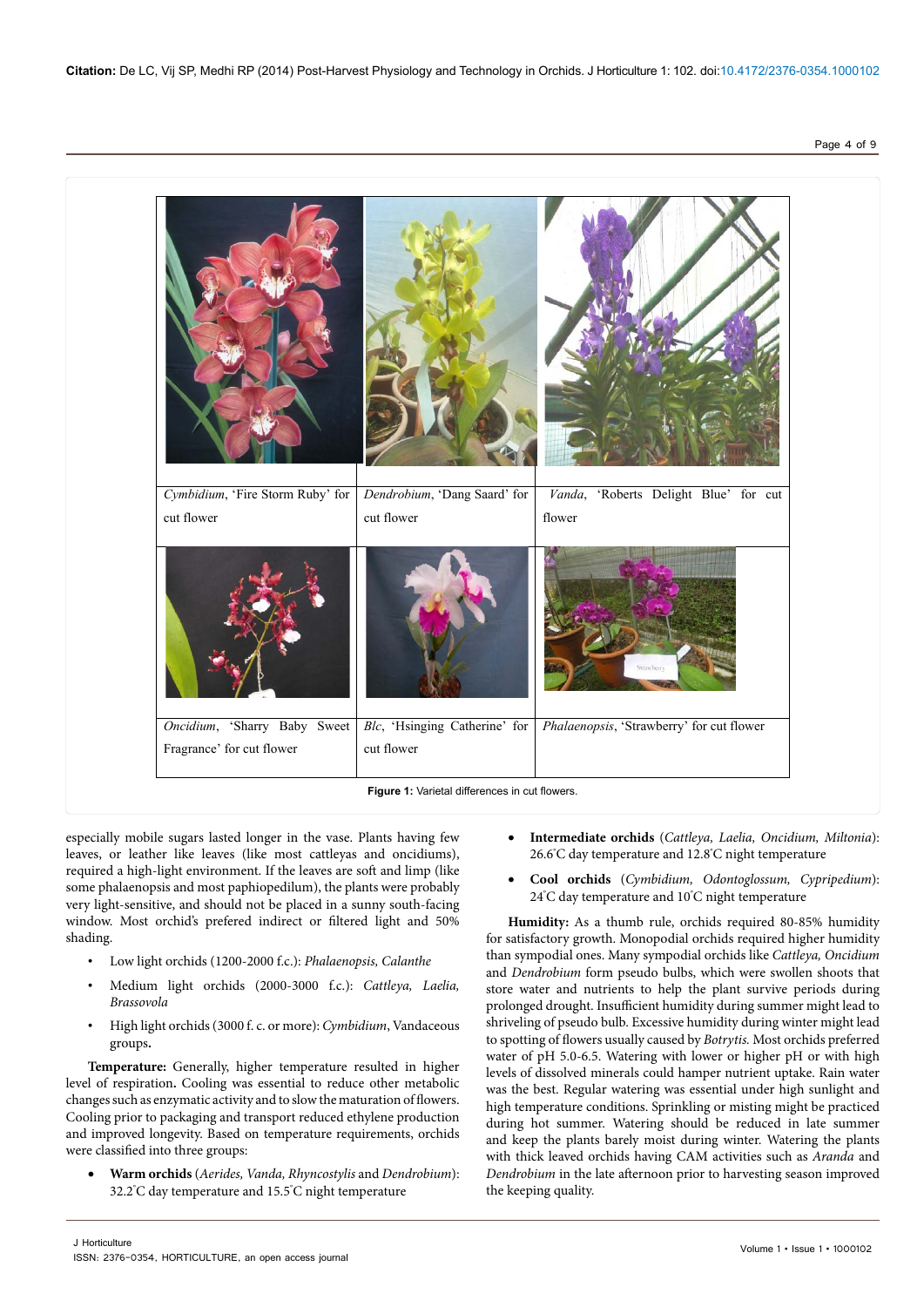| | | |
|---|---|---|
| *Cymbidium*, 'Fire Storm Ruby' for cut flower | *Dendrobium*, 'Dang Saard' for cut flower | *Vanda*, 'Roberts Delight Blue' for cut flower |
| *Oncidium*, 'Sharry Baby Sweet Fragrance' for cut flower | *Blc*, 'Hsinging Catherine' for cut flower | *Phalaenopsis*, 'Strawberry' for cut flower |

**Figure 1:** Varietal differences in cut flowers.

especially mobile sugars lasted longer in the vase. Plants having few leaves, or leather like leaves (like most cattleyas and oncidiums), required a high-light environment. If the leaves are soft and limp (like some phalaenopsis and most paphiopedilum), the plants were probably very light-sensitive, and should not be placed in a sunny south-facing window. Most orchid's prefered indirect or filtered light and 50% shading.

- Low light orchids (1200-2000 f.c.): *Phalaenopsis, Calanthe*
- Medium light orchids (2000-3000 f.c.): *Cattleya, Laelia, Brassovola*
- High light orchids (3000 f. c. or more): *Cymbidium*, Vandaceous groups.

**Temperature:** Generally, higher temperature resulted in higher level of respiration. Cooling was essential to reduce other metabolic changes such as enzymatic activity and to slow the maturation of flowers. Cooling prior to packaging and transport reduced ethylene production and improved longevity. Based on temperature requirements, orchids were classified into three groups:

- **Warm orchids** (*Aerides, Vanda, Rhyncostylis* and *Dendrobium*): 32.2°C day temperature and 15.5°C night temperature
- **Intermediate orchids** (*Cattleya, Laelia, Oncidium, Miltonia*): 26.6°C day temperature and 12.8°C night temperature
- **Cool orchids** (*Cymbidium, Odontoglossum, Cypripedium*): 24°C day temperature and 10°C night temperature

**Humidity:** As a thumb rule, orchids required 80-85% humidity for satisfactory growth. Monopodial orchids required higher humidity than sympodial ones. Many sympodial orchids like *Cattleya, Oncidium* and *Dendrobium* form pseudo bulbs, which were swollen shoots that store water and nutrients to help the plant survive periods during prolonged drought. Insufficient humidity during summer might lead to shriveling of pseudo bulb. Excessive humidity during winter might lead to spotting of flowers usually caused by *Botrytis.* Most orchids preferred water of pH 5.0-6.5. Watering with lower or higher pH or with high levels of dissolved minerals could hamper nutrient uptake. Rain water was the best. Regular watering was essential under high sunlight and high temperature conditions. Sprinkling or misting might be practiced during hot summer. Watering should be reduced in late summer and keep the plants barely moist during winter. Watering the plants with thick leaved orchids having CAM activities such as *Aranda* and *Dendrobium* in the late afternoon prior to harvesting season improved the keeping quality.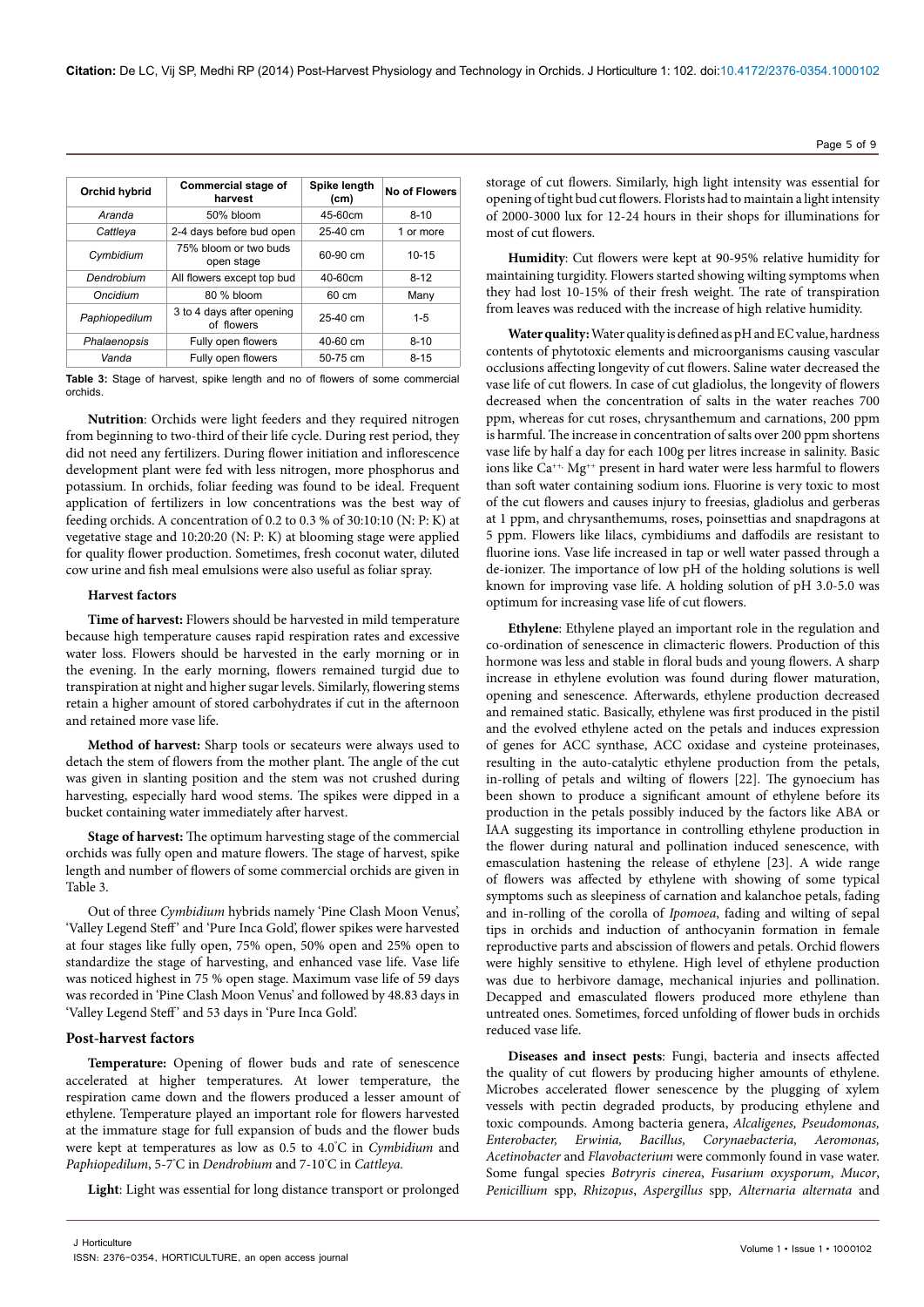| Orchid hybrid | Commercial stage of harvest | Spike length (cm) | No of Flowers |
|---|---|---|---|
| *Aranda* | 50% bloom | 45-60cm | 8-10 |
| *Cattleya* | 2-4 days before bud open | 25-40 cm | 1 or more |
| *Cymbidium* | 75% bloom or two buds open stage | 60-90 cm | 10-15 |
| *Dendrobium* | All flowers except top bud | 40-60cm | 8-12 |
| *Oncidium* | 80 % bloom | 60 cm | Many |
| *Paphiopedilum* | 3 to 4 days after opening of flowers | 25-40 cm | 1-5 |
| *Phalaenopsis* | Fully open flowers | 40-60 cm | 8-10 |
| *Vanda* | Fully open flowers | 50-75 cm | 8-15 |

**Table 3:** Stage of harvest, spike length and no of flowers of some commercial orchids.

**Nutrition**: Orchids were light feeders and they required nitrogen from beginning to two-third of their life cycle. During rest period, they did not need any fertilizers. During flower initiation and inflorescence development plant were fed with less nitrogen, more phosphorus and potassium. In orchids, foliar feeding was found to be ideal. Frequent application of fertilizers in low concentrations was the best way of feeding orchids. A concentration of 0.2 to 0.3 % of 30:10:10 (N: P: K) at vegetative stage and 10:20:20 (N: P: K) at blooming stage were applied for quality flower production. Sometimes, fresh coconut water, diluted cow urine and fish meal emulsions were also useful as foliar spray.

#### Harvest factors

**Time of harvest:** Flowers should be harvested in mild temperature because high temperature causes rapid respiration rates and excessive water loss. Flowers should be harvested in the early morning or in the evening. In the early morning, flowers remained turgid due to transpiration at night and higher sugar levels. Similarly, flowering stems retain a higher amount of stored carbohydrates if cut in the afternoon and retained more vase life.

**Method of harvest:** Sharp tools or secateurs were always used to detach the stem of flowers from the mother plant. The angle of the cut was given in slanting position and the stem was not crushed during harvesting, especially hard wood stems. The spikes were dipped in a bucket containing water immediately after harvest.

**Stage of harvest:** The optimum harvesting stage of the commercial orchids was fully open and mature flowers. The stage of harvest, spike length and number of flowers of some commercial orchids are given in Table 3.

Out of three *Cymbidium* hybrids namely 'Pine Clash Moon Venus', 'Valley Legend Steff' and 'Pure Inca Gold', flower spikes were harvested at four stages like fully open, 75% open, 50% open and 25% open to standardize the stage of harvesting, and enhanced vase life. Vase life was noticed highest in 75 % open stage. Maximum vase life of 59 days was recorded in 'Pine Clash Moon Venus' and followed by 48.83 days in 'Valley Legend Steff' and 53 days in 'Pure Inca Gold'.

### Post-harvest factors

**Temperature:** Opening of flower buds and rate of senescence accelerated at higher temperatures. At lower temperature, the respiration came down and the flowers produced a lesser amount of ethylene. Temperature played an important role for flowers harvested at the immature stage for full expansion of buds and the flower buds were kept at temperatures as low as 0.5 to 4.0°C in *Cymbidium* and *Paphiopedilum*, 5-7°C in *Dendrobium* and 7-10°C in *Cattleya.*

**Light**: Light was essential for long distance transport or prolonged storage of cut flowers. Similarly, high light intensity was essential for opening of tight bud cut flowers. Florists had to maintain a light intensity of 2000-3000 lux for 12-24 hours in their shops for illuminations for most of cut flowers.

**Humidity**: Cut flowers were kept at 90-95% relative humidity for maintaining turgidity. Flowers started showing wilting symptoms when they had lost 10-15% of their fresh weight. The rate of transpiration from leaves was reduced with the increase of high relative humidity.

**Water quality:** Water quality is defined as pH and EC value, hardness contents of phytotoxic elements and microorganisms causing vascular occlusions affecting longevity of cut flowers. Saline water decreased the vase life of cut flowers. In case of cut gladiolus, the longevity of flowers decreased when the concentration of salts in the water reaches 700 ppm, whereas for cut roses, chrysanthemum and carnations, 200 ppm is harmful. The increase in concentration of salts over 200 ppm shortens vase life by half a day for each 100g per litres increase in salinity. Basic ions like $Ca^{++}$, $Mg^{++}$ present in hard water were less harmful to flowers than soft water containing sodium ions. Fluorine is very toxic to most of the cut flowers and causes injury to freesias, gladiolus and gerberas at 1 ppm, and chrysanthemums, roses, poinsettias and snapdragons at 5 ppm. Flowers like lilacs, cymbidiums and daffodils are resistant to fluorine ions. Vase life increased in tap or well water passed through a de-ionizer. The importance of low pH of the holding solutions is well known for improving vase life. A holding solution of pH 3.0-5.0 was optimum for increasing vase life of cut flowers.

**Ethylene**: Ethylene played an important role in the regulation and co-ordination of senescence in climacteric flowers. Production of this hormone was less and stable in floral buds and young flowers. A sharp increase in ethylene evolution was found during flower maturation, opening and senescence. Afterwards, ethylene production decreased and remained static. Basically, ethylene was first produced in the pistil and the evolved ethylene acted on the petals and induces expression of genes for ACC synthase, ACC oxidase and cysteine proteinases, resulting in the auto-catalytic ethylene production from the petals, in-rolling of petals and wilting of flowers [22]. The gynoecium has been shown to produce a significant amount of ethylene before its production in the petals possibly induced by the factors like ABA or IAA suggesting its importance in controlling ethylene production in the flower during natural and pollination induced senescence, with emasculation hastening the release of ethylene [23]. A wide range of flowers was affected by ethylene with showing of some typical symptoms such as sleepiness of carnation and kalanchoe petals, fading and in-rolling of the corolla of *Ipomoea*, fading and wilting of sepal tips in orchids and induction of anthocyanin formation in female reproductive parts and abscission of flowers and petals. Orchid flowers were highly sensitive to ethylene. High level of ethylene production was due to herbivore damage, mechanical injuries and pollination. Decapped and emasculated flowers produced more ethylene than untreated ones. Sometimes, forced unfolding of flower buds in orchids reduced vase life.

**Diseases and insect pests**: Fungi, bacteria and insects affected the quality of cut flowers by producing higher amounts of ethylene. Microbes accelerated flower senescence by the plugging of xylem vessels with pectin degraded products, by producing ethylene and toxic compounds. Among bacteria genera, *Alcaligenes, Pseudomonas, Enterobacter, Erwinia, Bacillus, Corynaebacteria, Aeromonas, Acetinobacter* and *Flavobacterium* were commonly found in vase water. Some fungal species *Botryris cinerea*, *Fusarium oxysporum*, *Mucor*, *Penicillium* spp, *Rhizopus*, *Aspergillus* spp, *Alternaria alternata* and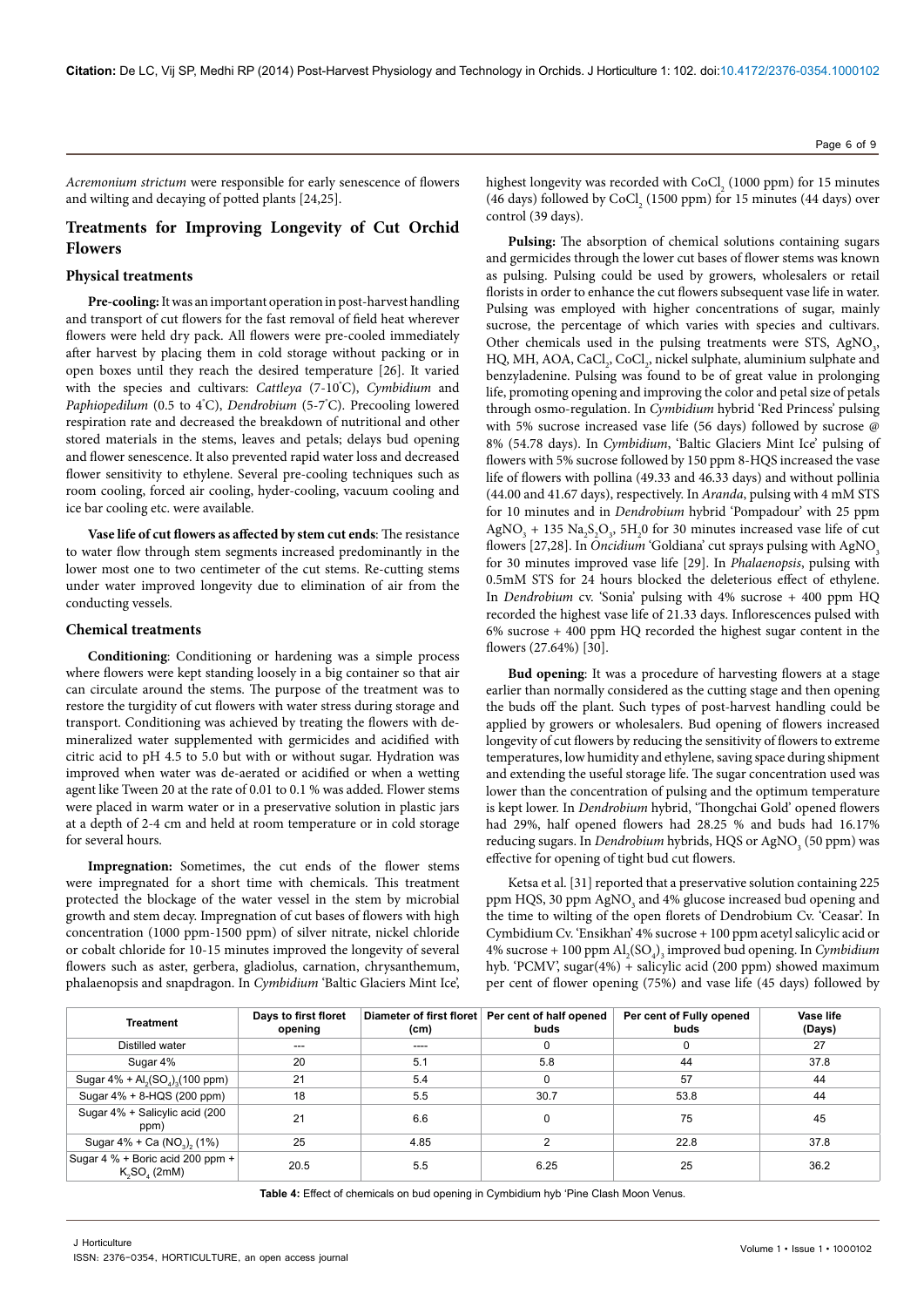*Acremonium strictum* were responsible for early senescence of flowers and wilting and decaying of potted plants [24,25].

## Treatments for Improving Longevity of Cut Orchid Flowers

### Physical treatments

**Pre-cooling:** It was an important operation in post-harvest handling and transport of cut flowers for the fast removal of field heat wherever flowers were held dry pack. All flowers were pre-cooled immediately after harvest by placing them in cold storage without packing or in open boxes until they reach the desired temperature [26]. It varied with the species and cultivars: *Cattleya* (7-10°C), *Cymbidium* and *Paphiopedilum* (0.5 to 4°C), *Dendrobium* (5-7°C). Precooling lowered respiration rate and decreased the breakdown of nutritional and other stored materials in the stems, leaves and petals; delays bud opening and flower senescence. It also prevented rapid water loss and decreased flower sensitivity to ethylene. Several pre-cooling techniques such as room cooling, forced air cooling, hyder-cooling, vacuum cooling and ice bar cooling etc. were available.

**Vase life of cut flowers as affected by stem cut ends**: The resistance to water flow through stem segments increased predominantly in the lower most one to two centimeter of the cut stems. Re-cutting stems under water improved longevity due to elimination of air from the conducting vessels.

### Chemical treatments

**Conditioning**: Conditioning or hardening was a simple process where flowers were kept standing loosely in a big container so that air can circulate around the stems. The purpose of the treatment was to restore the turgidity of cut flowers with water stress during storage and transport. Conditioning was achieved by treating the flowers with de-mineralized water supplemented with germicides and acidified with citric acid to pH 4.5 to 5.0 but with or without sugar. Hydration was improved when water was de-aerated or acidified or when a wetting agent like Tween 20 at the rate of 0.01 to 0.1 % was added. Flower stems were placed in warm water or in a preservative solution in plastic jars at a depth of 2-4 cm and held at room temperature or in cold storage for several hours.

**Impregnation:** Sometimes, the cut ends of the flower stems were impregnated for a short time with chemicals. This treatment protected the blockage of the water vessel in the stem by microbial growth and stem decay. Impregnation of cut bases of flowers with high concentration (1000 ppm-1500 ppm) of silver nitrate, nickel chloride or cobalt chloride for 10-15 minutes improved the longevity of several flowers such as aster, gerbera, gladiolus, carnation, chrysanthemum, phalaenopsis and snapdragon. In *Cymbidium* 'Baltic Glaciers Mint Ice', highest longevity was recorded with $CoCl_2$ (1000 ppm) for 15 minutes (46 days) followed by $CoCl_2$ (1500 ppm) for 15 minutes (44 days) over control (39 days).

**Pulsing:** The absorption of chemical solutions containing sugars and germicides through the lower cut bases of flower stems was known as pulsing. Pulsing could be used by growers, wholesalers or retail florists in order to enhance the cut flowers subsequent vase life in water. Pulsing was employed with higher concentrations of sugar, mainly sucrose, the percentage of which varies with species and cultivars. Other chemicals used in the pulsing treatments were STS, $AgNO_3$, HQ, MH, AOA, $CaCl_2$, $CoCl_2$, nickel sulphate, aluminium sulphate and benzyladenine. Pulsing was found to be of great value in prolonging life, promoting opening and improving the color and petal size of petals through osmo-regulation. In *Cymbidium* hybrid 'Red Princess' pulsing with 5% sucrose increased vase life (56 days) followed by sucrose @ 8% (54.78 days). In *Cymbidium*, 'Baltic Glaciers Mint Ice' pulsing of flowers with 5% sucrose followed by 150 ppm 8-HQS increased the vase life of flowers with pollina (49.33 and 46.33 days) and without pollinia (44.00 and 41.67 days), respectively. In *Aranda*, pulsing with 4 mM STS for 10 minutes and in *Dendrobium* hybrid 'Pompadour' with 25 ppm $AgNO_3$ + 135 $Na_2S_2O_3$, $5H_20$ for 30 minutes increased vase life of cut flowers [27,28]. In *Oncidium* 'Goldiana' cut sprays pulsing with $AgNO_3$ for 30 minutes improved vase life [29]. In *Phalaenopsis*, pulsing with 0.5mM STS for 24 hours blocked the deleterious effect of ethylene. In *Dendrobium* cv. 'Sonia' pulsing with 4% sucrose + 400 ppm HQ recorded the highest vase life of 21.33 days. Inflorescences pulsed with 6% sucrose + 400 ppm HQ recorded the highest sugar content in the flowers (27.64%) [30].

**Bud opening**: It was a procedure of harvesting flowers at a stage earlier than normally considered as the cutting stage and then opening the buds off the plant. Such types of post-harvest handling could be applied by growers or wholesalers. Bud opening of flowers increased longevity of cut flowers by reducing the sensitivity of flowers to extreme temperatures, low humidity and ethylene, saving space during shipment and extending the useful storage life. The sugar concentration used was lower than the concentration of pulsing and the optimum temperature is kept lower. In *Dendrobium* hybrid, 'Thongchai Gold' opened flowers had 29%, half opened flowers had 28.25 % and buds had 16.17% reducing sugars. In *Dendrobium* hybrids, HQS or $AgNO_3$ (50 ppm) was effective for opening of tight bud cut flowers.

Ketsa et al. [31] reported that a preservative solution containing 225 ppm HQS, 30 ppm $AgNO_3$ and 4% glucose increased bud opening and the time to wilting of the open florets of Dendrobium Cv. 'Ceasar'. In Cymbidium Cv. 'Ensikhan' 4% sucrose + 100 ppm acetyl salicylic acid or 4% sucrose + 100 ppm $Al_2(SO_4)_3$ improved bud opening. In *Cymbidium* hyb. 'PCMV', sugar(4%) + salicylic acid (200 ppm) showed maximum per cent of flower opening (75%) and vase life (45 days) followed by

| Treatment | Days to first floret opening | Diameter of first floret (cm) | Per cent of half opened buds | Per cent of Fully opened buds | Vase life (Days) |
|---|---|---|---|---|---|
| Distilled water | --- | ---- | 0 | 0 | 27 |
| Sugar 4% | 20 | 5.1 | 5.8 | 44 | 37.8 |
| Sugar 4% + $Al_2(SO_4)_3$(100 ppm) | 21 | 5.4 | 0 | 57 | 44 |
| Sugar 4% + 8-HQS (200 ppm) | 18 | 5.5 | 30.7 | 53.8 | 44 |
| Sugar 4% + Salicylic acid (200 ppm) | 21 | 6.6 | 0 | 75 | 45 |
| Sugar 4% + Ca $(NO_3)_2$ (1%) | 25 | 4.85 | 2 | 22.8 | 37.8 |
| Sugar 4 % + Boric acid 200 ppm + $K_2SO_4$ (2mM) | 20.5 | 5.5 | 6.25 | 25 | 36.2 |

**Table 4:** Effect of chemicals on bud opening in Cymbidium hyb 'Pine Clash Moon Venus.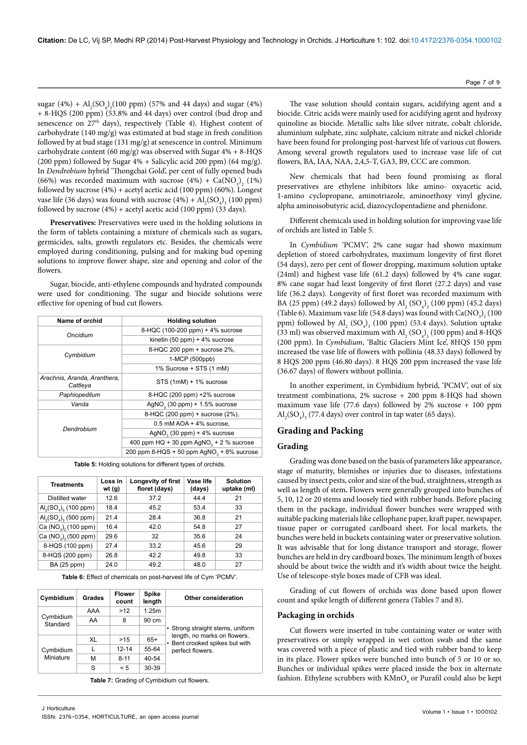sugar (4%) + $Al_2(SO_4)_3$(100 ppm) (57% and 44 days) and sugar (4%) + 8-HQS (200 ppm) (53.8% and 44 days) over control (bud drop and senescence on 27[th] days), respectively (Table 4). Highest content of carbohydrate (140 mg/g) was estimated at bud stage in fresh condition followed by at bud stage (131 mg/g) at senescence in control. Minimum carbohydrate content (60 mg/g) was observed with Sugar 4% + 8-HQS (200 ppm) followed by Sugar 4% + Salicylic acid 200 ppm) (64 mg/g). In *Dendrobium* hybrid 'Thongchai Gold', per cent of fully opened buds (66%) was recorded maximum with sucrose (4%) + $Ca(NO_3)_2$ (1%) followed by sucrose (4%) + acetyl acetic acid (100 ppm) (60%). Longest vase life (36 days) was found with sucrose (4%) + $Al_2(SO_4)_3$ (100 ppm) followed by sucrose (4%) + acetyl acetic acid (100 ppm) (33 days).

**Preservatives:** Preservatives were used in the holding solutions in the form of tablets containing a mixture of chemicals such as sugars, germicides, salts, growth regulators etc. Besides, the chemicals were employed during conditioning, pulsing and for making bud opening solutions to improve flower shape, size and opening and color of the flowers.

Sugar, biocide, anti-ethylene compounds and hydrated compounds were used for conditioning. The sugar and biocide solutions were effective for opening of bud cut flowers.

| Name of orchid | Holding solution |
|---|---|
| *Oncidium* | 8-HQC (100-200 ppm) + 4% sucrose |
| | kinetin (50 ppm) + 4% sucrose |
| *Cymbidium* | 8-HQC 200 ppm + sucrose 2%, |
| | 1-MCP (500ppb) |
| | 1% Sucrose + STS (1 mM) |
| *Arachnis, Aranda, Aranthera, Cattleya* | STS (1mM) + 1% sucrose |
| *Paphiopedilum* | 8-HQC (200 ppm) +2% sucrose |
| *Vanda* | $AgNO_3$ (30 ppm) + 1.5% sucrose |
| *Dendrobium* | 8-HQC (200 ppm) + sucrose (2%), |
| | 0.5 mM AOA + 4% sucrose, |
| | $AgNO_3$ (30 ppm) + 4% sucrose |
| | 400 ppm HQ + 30 ppm $AgNO_3$ + 2 % sucrose |
| | 200 ppm 8-HQS + 50 ppm $AgNO_3$ + 8% sucrose |

**Table 5:** Holding solutions for different types of orchids.

| Treatments | Loss in wt (g) | Longevity of first floret (days) | Vase life (days) | Solution uptake (ml) |
|---|---|---|---|---|
| Distilled water | 12.6 | 37.2 | 44.4 | 21 |
| $Al_2(SO_4)_3$ (100 ppm) | 18.4 | 45.2 | 53.4 | 33 |
| $Al_2(SO_4)_3$ (500 ppm) | 21.4 | 28.4 | 36.8 | 21 |
| $Ca(NO_3)_2$ (100 ppm) | 16.4 | 42.0 | 54.8 | 27 |
| $Ca(NO_3)_2$ (500 ppm) | 29.6 | 32 | 35.6 | 24 |
| 8-HQS (100 ppm) | 27.4 | 33.2 | 45.6 | 29 |
| 8-HQS (200 ppm) | 26.8 | 42.2 | 49.8 | 33 |
| BA (25 ppm) | 24.0 | 49.2 | 48.0 | 27 |

**Table 6:** Effect of chemicals on post-harvest life of Cym 'PCMV'.

| Cymbidium | Grades | Flower count | Spike length | Other consideration |
|---|---|---|---|---|
| Cymbidium Standard | AAA | >12 | 1.25m | • Strong straight stems, uniform length, no marks on flowers. • Bent crooked spikes but with perfect flowers. |
| | AA | 8 | 90 cm | |
| | | | | |
| Cymbidium Miniature | XL | >15 | 65+ | |
| | L | 12-14 | 55-64 | |
| | M | 8-11 | 40-54 | |
| | S | < 5 | 30-39 | |

**Table 7:** Grading of Cymbidium cut flowers.

The vase solution should contain sugars, acidifying agent and a biocide. Citric acids were mainly used for acidifying agent and hydroxy quinoline as biocide. Metallic salts like silver nitrate, cobalt chloride, aluminium sulphate, zinc sulphate, calcium nitrate and nickel chloride have been found for prolonging post-harvest life of various cut flowers. Among several growth regulators used to increase vase life of cut flowers, BA, IAA, NAA, 2,4,5-T, GA3, B9, CCC are common.

New chemicals that had been found promising as floral preservatives are ethylene inhibitors like amino- oxyacetic acid, 1-amino cyclopropane, aminotriazole, aminoethoxy vinyl glycine, alpha aminoisobutyric acid, diazocyclopentadiene and phenidone.

Different chemicals used in holding solution for improving vase life of orchids are listed in Table 5.

In *Cymbidium* 'PCMV', 2% cane sugar had shown maximum depletion of stored carbohydrates, maximum longevity of first floret (54 days), zero per cent of flower dropping, maximum solution uptake (24ml) and highest vase life (61.2 days) followed by 4% cane sugar. 8% cane sugar had least longevity of first floret (27.2 days) and vase life (36.2 days). Longevity of first floret was recorded maximum with BA (25 ppm) (49.2 days) followed by $Al_2(SO_4)_3$ (100 ppm) (45.2 days) (Table 6). Maximum vase life (54.8 days) was found with $Ca(NO_3)_2$ (100 ppm) followed by $Al_2(SO_4)_3$ (100 ppm) (53.4 days). Solution uptake (33 ml) was observed maximum with $Al_2(SO_4)_3$ (100 ppm) and 8-HQS (200 ppm). In *Cymbidium*, 'Baltic Glaciers Mint Ice', 8HQS 150 ppm increased the vase life of flowers with pollinia (48.33 days) followed by 8 HQS 200 ppm (46.80 days). 8 HQS 200 ppm increased the vase life (36.67 days) of flowers without pollinia.

In another experiment, in Cymbidium hybrid, 'PCMV', out of six treatment combinations, 2% sucrose + 200 ppm 8-HQS had shown maximum vase life (77.6 days) followed by 2% sucrose + 100 ppm $Al_2(SO_4)_3$ (77.4 days) over control in tap water (65 days).

## Grading and Packing

### Grading

Grading was done based on the basis of parameters like appearance, stage of maturity, blemishes or injuries due to diseases, infestations caused by insect pests, color and size of the bud, straightness, strength as well as length of stem**.** Flowers were generally grouped into bunches of 5, 10, 12 or 20 stems and loosely tied with rubber bands. Before placing them in the package, individual flower bunches were wrapped with suitable packing materials like cellophane paper, kraft paper, newspaper, tissue paper or corrugated cardboard sheet. For local markets, the bunches were held in buckets containing water or preservative solution. It was advisable that for long distance transport and storage, flower bunches are held in dry cardboard boxes. The minimum length of boxes should be about twice the width and it's width about twice the height. Use of telescope-style boxes made of CFB was ideal.

Grading of cut flowers of orchids was done based upon flower count and spike length of different genera (Tables 7 and 8).

### Packaging in orchids

Cut flowers were inserted in tube containing water or water with preservatives or simply wrapped in wet cotton swab and the same was covered with a piece of plastic and tied with rubber band to keep in its place. Flower spikes were bunched into bunch of 5 or 10 or so. Bunches or individual spikes were placed inside the box in alternate fashion. Ethylene scrubbers with $KMnO_4$ or Purafil could also be kept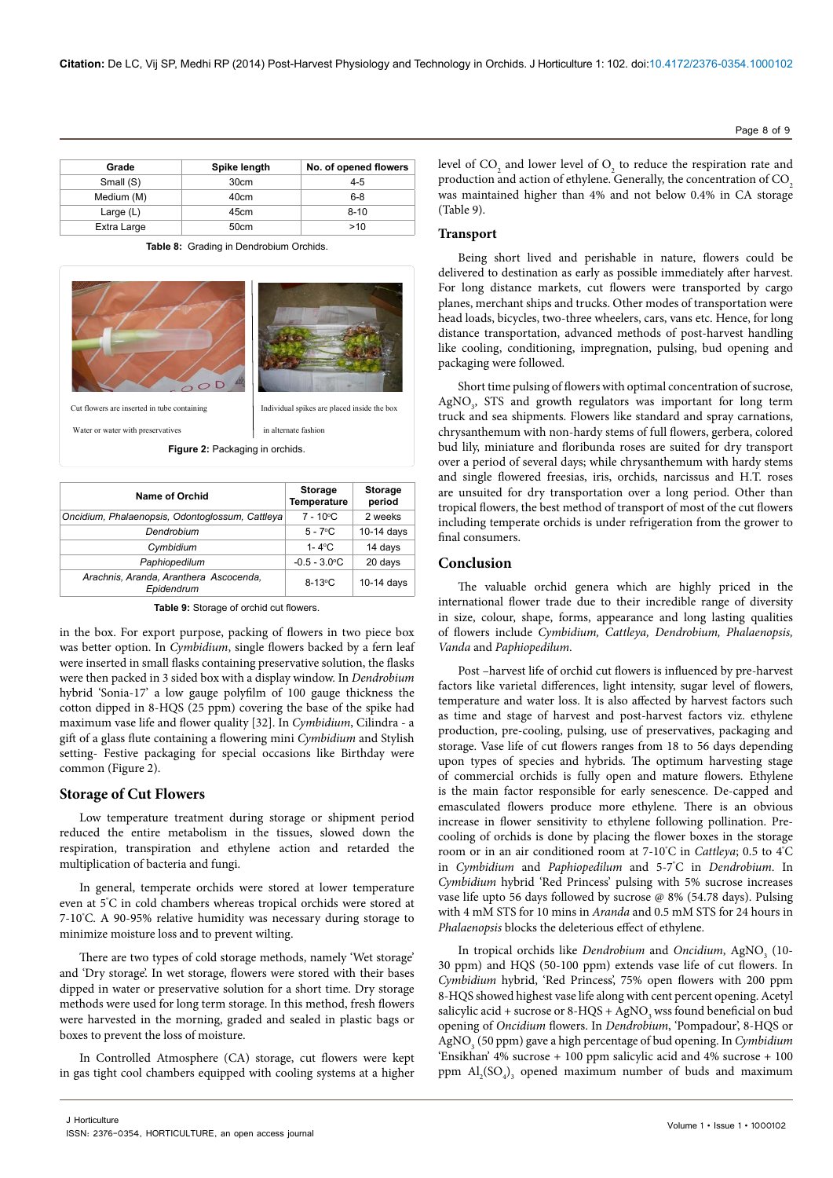| Grade | Spike length | No. of opened flowers |
|---|---|---|
| Small (S) | 30cm | 4-5 |
| Medium (M) | 40cm | 6-8 |
| Large (L) | 45cm | 8-10 |
| Extra Large | 50cm | >10 |

**Table 8:** Grading in Dendrobium Orchids.

Cut flowers are inserted in tube containing Water or water with preservatives

Individual spikes are placed inside the box in alternate fashion

**Figure 2:** Packaging in orchids.

| Name of Orchid | Storage Temperature | Storage period |
|---|---|---|
| *Oncidium, Phalaenopsis, Odontoglossum, Cattleya* | 7 - 10°C | 2 weeks |
| *Dendrobium* | 5 - 7°C | 10-14 days |
| *Cymbidium* | 1- 4°C | 14 days |
| *Paphiopedilum* | -0.5 - 3.0°C | 20 days |
| *Arachnis, Aranda, Aranthera Ascocenda, Epidendrum* | 8-13°C | 10-14 days |

**Table 9:** Storage of orchid cut flowers.

in the box. For export purpose, packing of flowers in two piece box was better option. In *Cymbidium*, single flowers backed by a fern leaf were inserted in small flasks containing preservative solution, the flasks were then packed in 3 sided box with a display window. In *Dendrobium* hybrid 'Sonia-17' a low gauge polyfilm of 100 gauge thickness the cotton dipped in 8-HQS (25 ppm) covering the base of the spike had maximum vase life and flower quality [32]. In *Cymbidium*, Cilindra - a gift of a glass flute containing a flowering mini *Cymbidium* and Stylish setting- Festive packaging for special occasions like Birthday were common (Figure 2).

## Storage of Cut Flowers

Low temperature treatment during storage or shipment period reduced the entire metabolism in the tissues, slowed down the respiration, transpiration and ethylene action and retarded the multiplication of bacteria and fungi.

In general, temperate orchids were stored at lower temperature even at 5°C in cold chambers whereas tropical orchids were stored at 7-10°C. A 90-95% relative humidity was necessary during storage to minimize moisture loss and to prevent wilting.

There are two types of cold storage methods, namely 'Wet storage' and 'Dry storage'. In wet storage, flowers were stored with their bases dipped in water or preservative solution for a short time. Dry storage methods were used for long term storage. In this method, fresh flowers were harvested in the morning, graded and sealed in plastic bags or boxes to prevent the loss of moisture.

In Controlled Atmosphere (CA) storage, cut flowers were kept in gas tight cool chambers equipped with cooling systems at a higher level of $CO_2$ and lower level of $O_2$ to reduce the respiration rate and production and action of ethylene. Generally, the concentration of $CO_2$ was maintained higher than 4% and not below 0.4% in CA storage (Table 9).

## Transport

Being short lived and perishable in nature, flowers could be delivered to destination as early as possible immediately after harvest. For long distance markets, cut flowers were transported by cargo planes, merchant ships and trucks. Other modes of transportation were head loads, bicycles, two-three wheelers, cars, vans etc. Hence, for long distance transportation, advanced methods of post-harvest handling like cooling, conditioning, impregnation, pulsing, bud opening and packaging were followed.

Short time pulsing of flowers with optimal concentration of sucrose, $AgNO_3$, STS and growth regulators was important for long term truck and sea shipments. Flowers like standard and spray carnations, chrysanthemum with non-hardy stems of full flowers, gerbera, colored bud lily, miniature and floribunda roses are suited for dry transport over a period of several days; while chrysanthemum with hardy stems and single flowered freesias, iris, orchids, narcissus and H.T. roses are unsuited for dry transportation over a long period. Other than tropical flowers, the best method of transport of most of the cut flowers including temperate orchids is under refrigeration from the grower to final consumers.

## Conclusion

The valuable orchid genera which are highly priced in the international flower trade due to their incredible range of diversity in size, colour, shape, forms, appearance and long lasting qualities of flowers include *Cymbidium, Cattleya, Dendrobium, Phalaenopsis, Vanda* and *Paphiopedilum*.

Post –harvest life of orchid cut flowers is influenced by pre-harvest factors like varietal differences, light intensity, sugar level of flowers, temperature and water loss. It is also affected by harvest factors such as time and stage of harvest and post-harvest factors viz. ethylene production, pre-cooling, pulsing, use of preservatives, packaging and storage. Vase life of cut flowers ranges from 18 to 56 days depending upon types of species and hybrids. The optimum harvesting stage of commercial orchids is fully open and mature flowers. Ethylene is the main factor responsible for early senescence. De-capped and emasculated flowers produce more ethylene. There is an obvious increase in flower sensitivity to ethylene following pollination. Pre-cooling of orchids is done by placing the flower boxes in the storage room or in an air conditioned room at 7-10°C in *Cattleya*; 0.5 to 4°C in *Cymbidium* and *Paphiopedilum* and 5-7°C in *Dendrobium*. In *Cymbidium* hybrid 'Red Princess' pulsing with 5% sucrose increases vase life upto 56 days followed by sucrose @ 8% (54.78 days). Pulsing with 4 mM STS for 10 mins in *Aranda* and 0.5 mM STS for 24 hours in *Phalaenopsis* blocks the deleterious effect of ethylene.

In tropical orchids like *Dendrobium* and *Oncidium*, $AgNO_3$ (10-30 ppm) and HQS (50-100 ppm) extends vase life of cut flowers. In *Cymbidium* hybrid, 'Red Princess', 75% open flowers with 200 ppm 8-HQS showed highest vase life along with cent percent opening. Acetyl salicylic acid + sucrose or 8-HQS + $AgNO_3$ wss found beneficial on bud opening of *Oncidium* flowers. In *Dendrobium*, 'Pompadour', 8-HQS or $AgNO_3$ (50 ppm) gave a high percentage of bud opening. In *Cymbidium* 'Ensikhan' 4% sucrose + 100 ppm salicylic acid and 4% sucrose + 100 ppm $Al_2(SO_4)_3$ opened maximum number of buds and maximum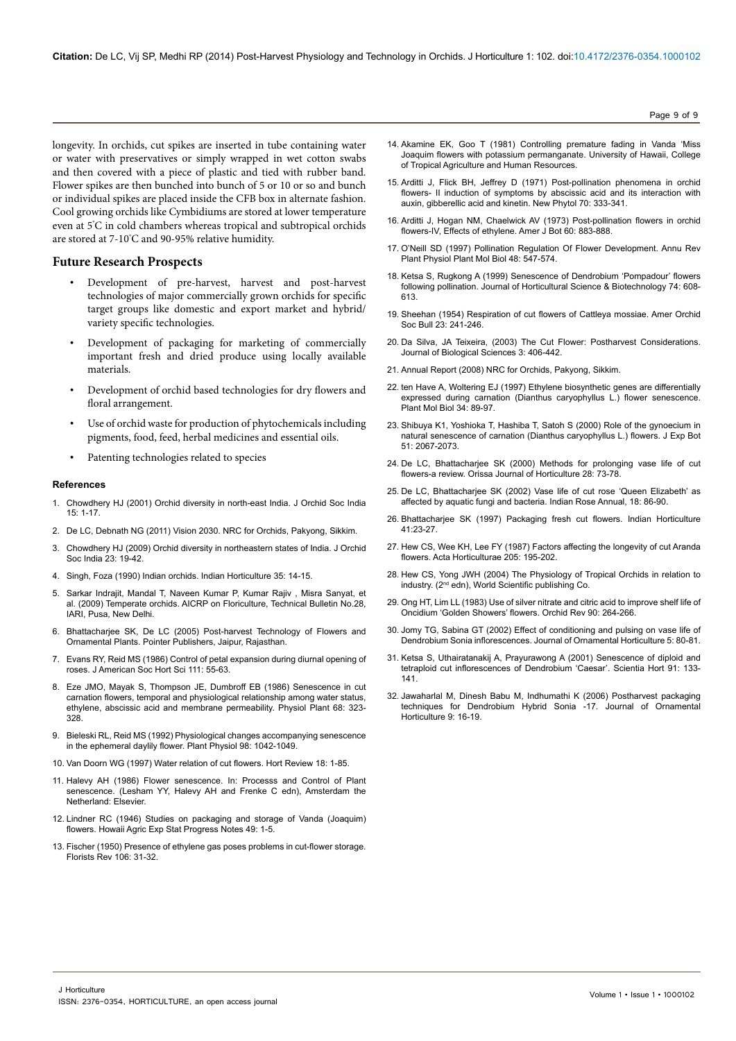longevity. In orchids, cut spikes are inserted in tube containing water or water with preservatives or simply wrapped in wet cotton swabs and then covered with a piece of plastic and tied with rubber band. Flower spikes are then bunched into bunch of 5 or 10 or so and bunch or individual spikes are placed inside the CFB box in alternate fashion. Cool growing orchids like Cymbidiums are stored at lower temperature even at 5°C in cold chambers whereas tropical and subtropical orchids are stored at 7-10°C and 90-95% relative humidity.

## Future Research Prospects

- Development of pre-harvest, harvest and post-harvest technologies of major commercially grown orchids for specific target groups like domestic and export market and hybrid/ variety specific technologies.
- Development of packaging for marketing of commercially important fresh and dried produce using locally available materials.
- Development of orchid based technologies for dry flowers and floral arrangement.
- Use of orchid waste for production of phytochemicals including pigments, food, feed, herbal medicines and essential oils.
- Patenting technologies related to species

### References

1. Chowdhery HJ (2001) Orchid diversity in north-east India. J Orchid Soc India 15: 1-17.
2. De LC, Debnath NG (2011) Vision 2030. NRC for Orchids, Pakyong, Sikkim.
3. Chowdhery HJ (2009) Orchid diversity in northeastern states of India. J Orchid Soc India 23: 19-42.
4. Singh, Foza (1990) Indian orchids. Indian Horticulture 35: 14-15.
5. Sarkar Indrajit, Mandal T, Naveen Kumar P, Kumar Rajiv , Misra Sanyat, et al. (2009) Temperate orchids. AICRP on Floriculture, Technical Bulletin No.28, IARI, Pusa, New Delhi.
6. Bhattacharjee SK, De LC (2005) Post-harvest Technology of Flowers and Ornamental Plants. Pointer Publishers, Jaipur, Rajasthan.
7. Evans RY, Reid MS (1986) Control of petal expansion during diurnal opening of roses. J American Soc Hort Sci 111: 55-63.
8. Eze JMO, Mayak S, Thompson JE, Dumbroff EB (1986) Senescence in cut carnation flowers, temporal and physiological relationship among water status, ethylene, abscissic acid and membrane permeability. Physiol Plant 68: 323-328.
9. Bieleski RL, Reid MS (1992) Physiological changes accompanying senescence in the ephemeral daylily flower. Plant Physiol 98: 1042-1049.
10. Van Doorn WG (1997) Water relation of cut flowers. Hort Review 18: 1-85.
11. Halevy AH (1986) Flower senescence. In: Processs and Control of Plant senescence. (Lesham YY, Halevy AH and Frenke C edn), Amsterdam the Netherland: Elsevier.
12. Lindner RC (1946) Studies on packaging and storage of Vanda (Joaquim) flowers. Howaii Agric Exp Stat Progress Notes 49: 1-5.
13. Fischer (1950) Presence of ethylene gas poses problems in cut-flower storage. Florists Rev 106: 31-32.
14. Akamine EK, Goo T (1981) Controlling premature fading in Vanda 'Miss Joaquim flowers with potassium permanganate. University of Hawaii, College of Tropical Agriculture and Human Resources.
15. Arditti J, Flick BH, Jeffrey D (1971) Post-pollination phenomena in orchid flowers- II induction of symptoms by abscissic acid and its interaction with auxin, gibberellic acid and kinetin. New Phytol 70: 333-341.
16. Arditti J, Hogan NM, Chaelwick AV (1973) Post-pollination flowers in orchid flowers-IV, Effects of ethylene. Amer J Bot 60: 883-888.
17. O'Neill SD (1997) Pollination Regulation Of Flower Development. Annu Rev Plant Physiol Plant Mol Biol 48: 547-574.
18. Ketsa S, Rugkong A (1999) Senescence of Dendrobium 'Pompadour' flowers following pollination. Journal of Horticultural Science & Biotechnology 74: 608-613.
19. Sheehan (1954) Respiration of cut flowers of Cattleya mossiae. Amer Orchid Soc Bull 23: 241-246.
20. Da Silva, JA Teixeira, (2003) The Cut Flower: Postharvest Considerations. Journal of Biological Sciences 3: 406-442.
21. Annual Report (2008) NRC for Orchids, Pakyong, Sikkim.
22. ten Have A, Woltering EJ (1997) Ethylene biosynthetic genes are differentially expressed during carnation (Dianthus caryophyllus L.) flower senescence. Plant Mol Biol 34: 89-97.
23. Shibuya K1, Yoshioka T, Hashiba T, Satoh S (2000) Role of the gynoecium in natural senescence of carnation (Dianthus caryophyllus L.) flowers. J Exp Bot 51: 2067-2073.
24. De LC, Bhattacharjee SK (2000) Methods for prolonging vase life of cut flowers-a review. Orissa Journal of Horticulture 28: 73-78.
25. De LC, Bhattacharjee SK (2002) Vase life of cut rose 'Queen Elizabeth' as affected by aquatic fungi and bacteria. Indian Rose Annual, 18: 86-90.
26. Bhattacharjee SK (1997) Packaging fresh cut flowers. Indian Horticulture 41:23-27.
27. Hew CS, Wee KH, Lee FY (1987) Factors affecting the longevity of cut Aranda flowers. Acta Horticulturae 205: 195-202.
28. Hew CS, Yong JWH (2004) The Physiology of Tropical Orchids in relation to industry. (2nd edn), World Scientific publishing Co.
29. Ong HT, Lim LL (1983) Use of silver nitrate and citric acid to improve shelf life of Oncidium 'Golden Showers' flowers. Orchid Rev 90: 264-266.
30. Jomy TG, Sabina GT (2002) Effect of conditioning and pulsing on vase life of Dendrobium Sonia inflorescences. Journal of Ornamental Horticulture 5: 80-81.
31. Ketsa S, Uthairatanakij A, Prayurawong A (2001) Senescence of diploid and tetraploid cut inflorescences of Dendrobium 'Caesar'. Scientia Hort 91: 133-141.
32. Jawaharlal M, Dinesh Babu M, Indhumathi K (2006) Postharvest packaging techniques for Dendrobium Hybrid Sonia -17. Journal of Ornamental Horticulture 9: 16-19.